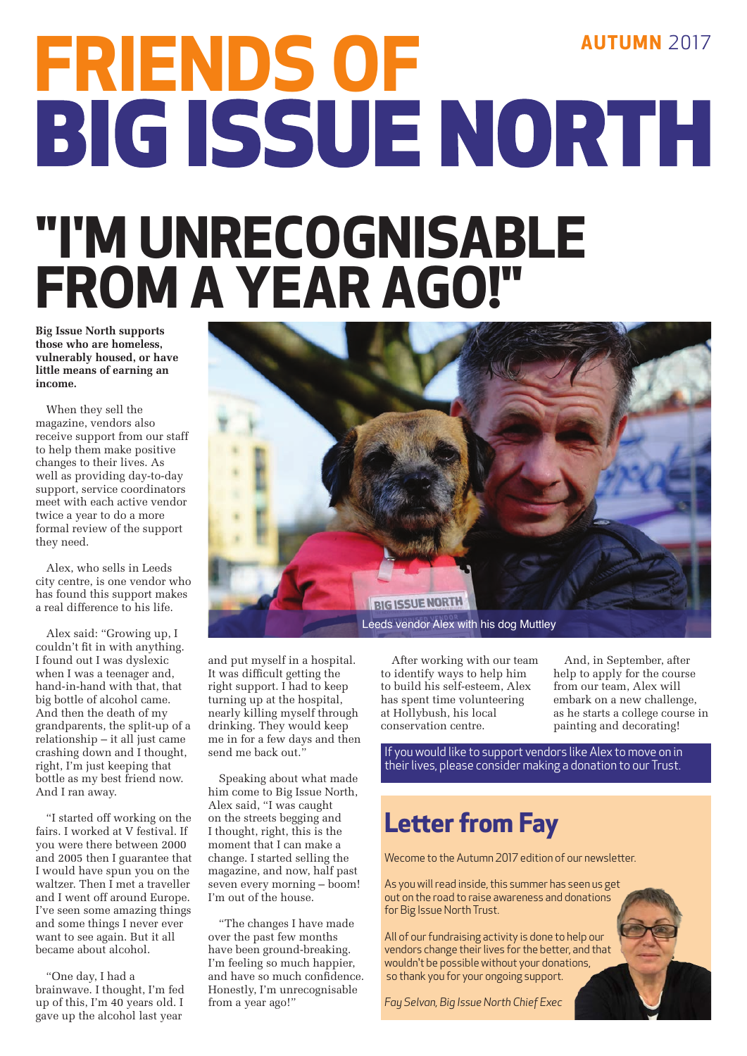# FRIENDS OF BIG ISSUE NORTH

**AUTUMN** 2017

# "I'M UNRECOGNISABLE FROM A YEAR AGO!"

**Big Issue North supports those who are homeless, vulnerably housed, or have little means of earning an income.**

When they sell the magazine, vendors also receive support from our staff to help them make positive changes to their lives. As well as providing day-to-day support, service coordinators meet with each active vendor twice a year to do a more formal review of the support they need.

Alex, who sells in Leeds city centre, is one vendor who has found this support makes a real difference to his life.

Alex said: "Growing up, I couldn't fit in with anything. I found out I was dyslexic when I was a teenager and, hand-in-hand with that, that big bottle of alcohol came. And then the death of my grandparents, the split-up of a relationship – it all just came crashing down and I thought, right, I'm just keeping that bottle as my best friend now. And I ran away.

"I started off working on the fairs. I worked at V festival. If you were there between 2000 and 2005 then I guarantee that I would have spun you on the waltzer. Then I met a traveller and I went off around Europe. I've seen some amazing things and some things I never ever want to see again. But it all became about alcohol.

"One day, I had a brainwave. I thought, I'm fed up of this, I'm 40 years old. I gave up the alcohol last year and put myself in a hospital. It was difficult getting the right support. I had to keep turning up at the hospital, nearly killing myself through drinking. They would keep me in for a few days and then send me back out."

Leeds vendor Alex with his dog Muttley

Speaking about what made him come to Big Issue North, Alex said, "I was caught on the streets begging and I thought, right, this is the moment that I can make a change. I started selling the magazine, and now, half past seven every morning – boom! I'm out of the house.

"The changes I have made over the past few months have been ground-breaking. I'm feeling so much happier, and have so much confidence. Honestly, I'm unrecognisable from a year ago!"

After working with our team to identify ways to help him to build his self-esteem, Alex has spent time volunteering at Hollybush, his local conservation centre.

And, in September, after help to apply for the course from our team, Alex will embark on a new challenge, as he starts a college course in painting and decorating!

If you would like to support vendors like Alex to move on in their lives, please consider making a donation to our Trust.

## Letter from Fay

Wecome to the Autumn 2017 edition of our newsletter.

As you will read inside, this summer has seen us get out on the road to raise awareness and donations for Big Issue North Trust.

All of our fundraising activity is done to help our vendors change their lives for the better, and that wouldn't be possible without your donations, so thank you for your ongoing support.

*Fay Selvan, Big Issue North Chief Exec*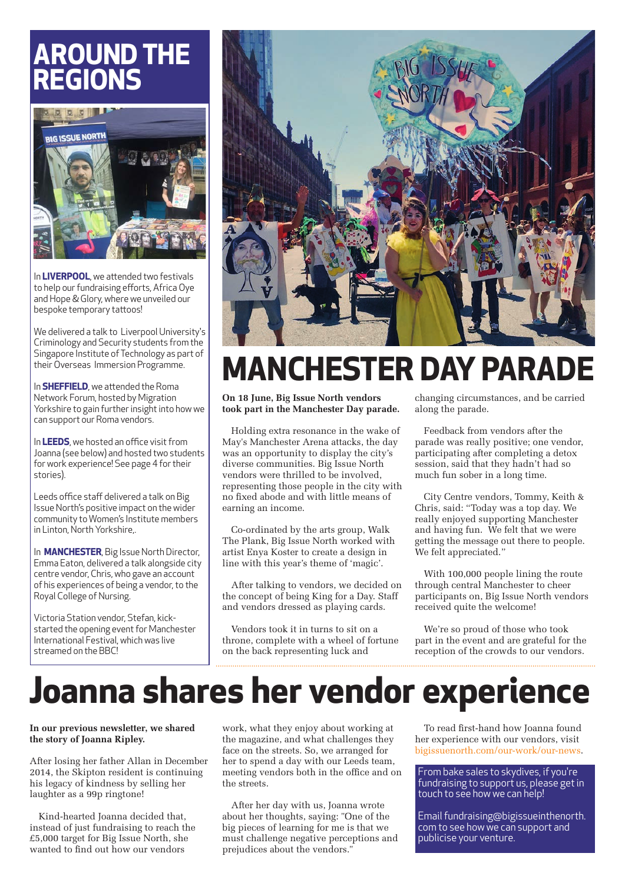# AROUND THE REGIONS

In **LIVERPOOL**, we attended two festivals to help our fundraising efforts, Africa Oye and Hope & Glory, where we unveiled our bespoke temporary tattoos!

We delivered a talk to Liverpool University's Criminology and Security students from the Singapore Institute of Technology as part of their Overseas Immersion Programme.

In **SHEFFIELD**, we attended the Roma Network Forum, hosted by Migration Yorkshire to gain further insight into how we can support our Roma vendors.

In **LEEDS**, we hosted an office visit from Joanna (see below) and hosted two students for work experience! See page 4 for their stories).

Leeds office staff delivered a talk on Big Issue North's positive impact on the wider community to Women's Institute members in Linton, North Yorkshire,.

In **MANCHESTER**, Big Issue North Director, Emma Eaton, delivered a talk alongside city centre vendor, Chris, who gave an account of his experiences of being a vendor, to the Royal College of Nursing.

Victoria Station vendor, Stefan, kick-started the opening event for Manchester International Festival, which was live streamed on the BBC!

# MANCHESTER DAY PARADE

**On 18 June, Big Issue North vendors took part in the Manchester Day parade.**

Holding extra resonance in the wake of May's Manchester Arena attacks, the day was an opportunity to display the city's diverse communities. Big Issue North vendors were thrilled to be involved, representing those people in the city with no fixed abode and with little means of earning an income.

Co-ordinated by the arts group, Walk The Plank, Big Issue North worked with artist Enya Koster to create a design in line with this year's theme of 'magic'.

After talking to vendors, we decided on the concept of being King for a Day. Staff and vendors dressed as playing cards.

Vendors took it in turns to sit on a throne, complete with a wheel of fortune on the back representing luck and changing circumstances, and be carried along the parade.

Feedback from vendors after the parade was really positive; one vendor, participating after completing a detox session, said that they hadn't had so much fun sober in a long time.

City Centre vendors, Tommy, Keith & Chris, said: "Today was a top day. We really enjoyed supporting Manchester and having fun. We felt that we were getting the message out there to people. We felt appreciated."

With 100,000 people lining the route through central Manchester to cheer participants on, Big Issue North vendors received quite the welcome!

We're so proud of those who took part in the event and are grateful for the reception of the crowds to our vendors.

# Joanna shares her vendor experience

**In our previous newsletter, we shared the story of Joanna Ripley.**

After losing her father Allan in December 2014, the Skipton resident is continuing his legacy of kindness by selling her laughter as a 99p ringtone!

Kind-hearted Joanna decided that, instead of just fundraising to reach the £5,000 target for Big Issue North, she wanted to find out how our vendors work, what they enjoy about working at the magazine, and what challenges they face on the streets. So, we arranged for her to spend a day with our Leeds team, meeting vendors both in the office and on the streets.

After her day with us, Joanna wrote about her thoughts, saying: "One of the big pieces of learning for me is that we must challenge negative perceptions and prejudices about the vendors."

To read first-hand how Joanna found her experience with our vendors, visit bigissuenorth.com/our-work/our-news.

From bake sales to skydives, if you're fundraising to support us, please get in touch to see how we can help!

Email fundraising@bigissueinthenorth.com to see how we can support and publicise your venture.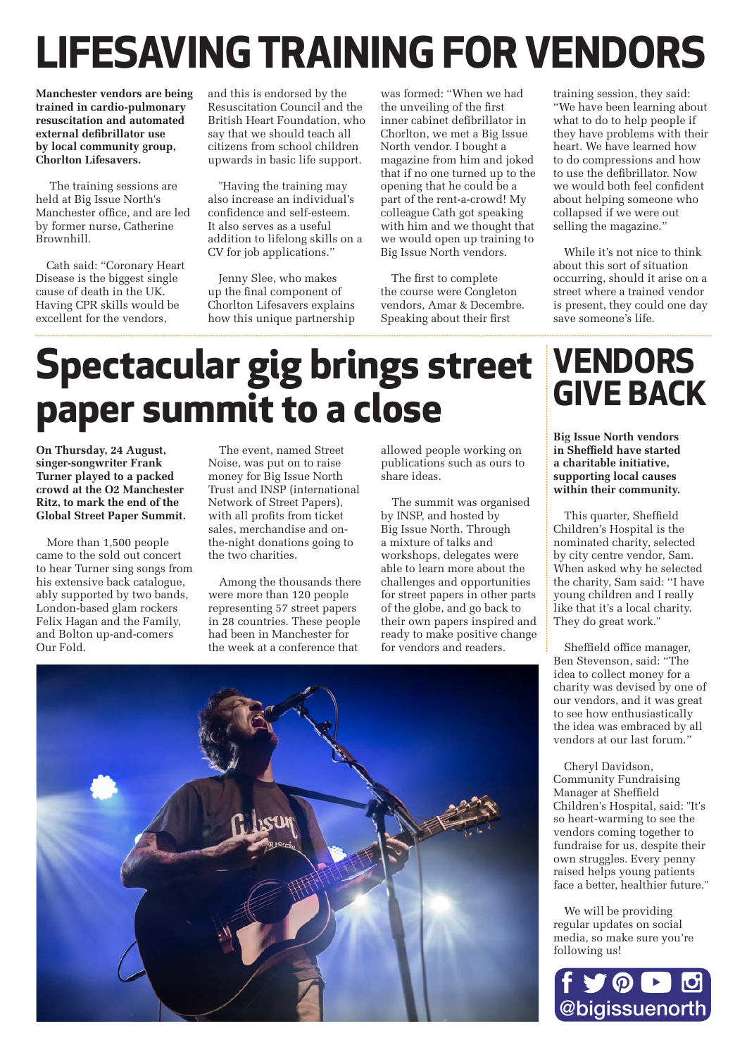# LIFESAVING TRAINING FOR VENDORS

**Manchester vendors are being trained in cardio-pulmonary resuscitation and automated external defibrillator use by local community group, Chorlton Lifesavers.**

The training sessions are held at Big Issue North's Manchester office, and are led by former nurse, Catherine Brownhill.

Cath said: "Coronary Heart Disease is the biggest single cause of death in the UK. Having CPR skills would be excellent for the vendors, and this is endorsed by the Resuscitation Council and the British Heart Foundation, who say that we should teach all citizens from school children upwards in basic life support.

"Having the training may also increase an individual's confidence and self-esteem. It also serves as a useful addition to lifelong skills on a CV for job applications."

Jenny Slee, who makes up the final component of Chorlton Lifesavers explains how this unique partnership was formed: "When we had the unveiling of the first inner cabinet defibrillator in Chorlton, we met a Big Issue North vendor. I bought a magazine from him and joked that if no one turned up to the opening that he could be a part of the rent-a-crowd! My colleague Cath got speaking with him and we thought that we would open up training to Big Issue North vendors.

The first to complete the course were Congleton vendors, Amar & Decembre. Speaking about their first training session, they said: "We have been learning about what to do to help people if they have problems with their heart. We have learned how to do compressions and how to use the defibrillator. Now we would both feel confident about helping someone who collapsed if we were out selling the magazine."

While it's not nice to think about this sort of situation occurring, should it arise on a street where a trained vendor is present, they could one day save someone's life.

# Spectacular gig brings street paper summit to a close

**On Thursday, 24 August, singer-songwriter Frank Turner played to a packed crowd at the O2 Manchester Ritz, to mark the end of the Global Street Paper Summit.**

More than 1,500 people came to the sold out concert to hear Turner sing songs from his extensive back catalogue, ably supported by two bands, London-based glam rockers Felix Hagan and the Family, and Bolton up-and-comers Our Fold.

The event, named Street Noise, was put on to raise money for Big Issue North Trust and INSP (international Network of Street Papers), with all profits from ticket sales, merchandise and on-the-night donations going to the two charities.

Among the thousands there were more than 120 people representing 57 street papers in 28 countries. These people had been in Manchester for the week at a conference that allowed people working on publications such as ours to share ideas.

The summit was organised by INSP, and hosted by Big Issue North. Through a mixture of talks and workshops, delegates were able to learn more about the challenges and opportunities for street papers in other parts of the globe, and go back to their own papers inspired and ready to make positive change for vendors and readers.

# VENDORS GIVE BACK

**Big Issue North vendors in Sheffield have started a charitable initiative, supporting local causes within their community.**

This quarter, Sheffield Children's Hospital is the nominated charity, selected by city centre vendor, Sam. When asked why he selected the charity, Sam said: "I have young children and I really like that it's a local charity. They do great work."

Sheffield office manager, Ben Stevenson, said: "The idea to collect money for a charity was devised by one of our vendors, and it was great to see how enthusiastically the idea was embraced by all vendors at our last forum."

Cheryl Davidson, Community Fundraising Manager at Sheffield Children's Hospital, said: "It's so heart-warming to see the vendors coming together to fundraise for us, despite their own struggles. Every penny raised helps young patients face a better, healthier future."

We will be providing regular updates on social media, so make sure you're following us!

@bigissuenorth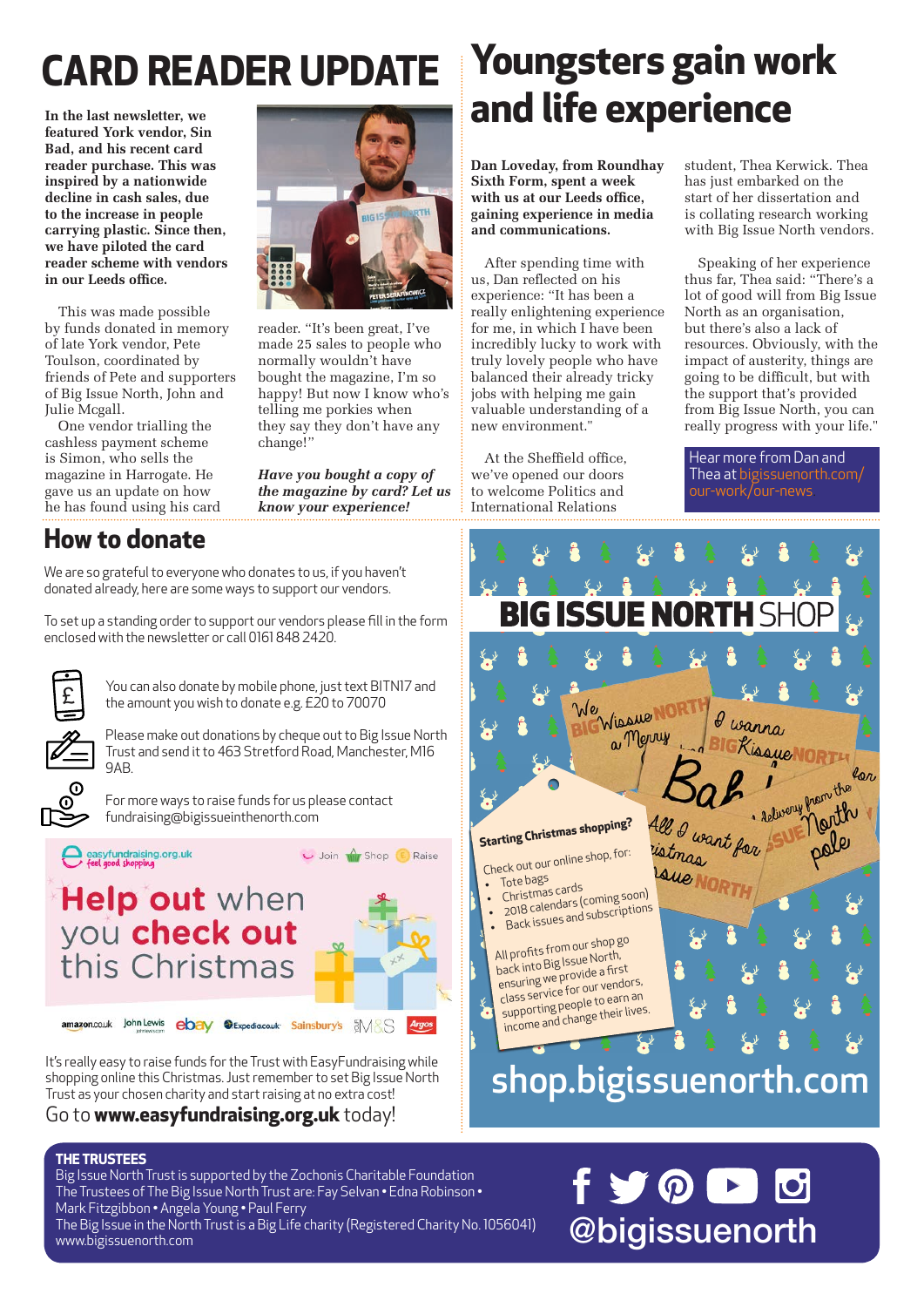# CARD READER UPDATE

**In the last newsletter, we featured York vendor, Sin Bad, and his recent card reader purchase. This was inspired by a nationwide decline in cash sales, due to the increase in people carrying plastic. Since then, we have piloted the card reader scheme with vendors in our Leeds office.**

This was made possible by funds donated in memory of late York vendor, Pete Toulson, coordinated by friends of Pete and supporters of Big Issue North, John and Julie Mcgall.

One vendor trialling the cashless payment scheme is Simon, who sells the magazine in Harrogate. He gave us an update on how he has found using his card reader. "It's been great, I've made 25 sales to people who normally wouldn't have bought the magazine, I'm so happy! But now I know who's telling me porkies when they say they don't have any change!"

***Have you bought a copy of the magazine by card? Let us know your experience!***

# Youngsters gain work and life experience

**Dan Loveday, from Roundhay Sixth Form, spent a week with us at our Leeds office, gaining experience in media and communications.**

After spending time with us, Dan reflected on his experience: "It has been a really enlightening experience for me, in which I have been incredibly lucky to work with truly lovely people who have balanced their already tricky jobs with helping me gain valuable understanding of a new environment."

At the Sheffield office, we've opened our doors to welcome Politics and International Relations student, Thea Kerwick. Thea has just embarked on the start of her dissertation and is collating research working with Big Issue North vendors.

Speaking of her experience thus far, Thea said: "There's a lot of good will from Big Issue North as an organisation, but there's also a lack of resources. With the impact of austerity, things are going to be difficult, but with the support that's provided from Big Issue North, you can really progress with your life."

Hear more from Dan and Thea at bigissuenorth.com/our-work/our-news

## How to donate

We are so grateful to everyone who donates to us, if you haven't donated already, here are some ways to support our vendors.

To set up a standing order to support our vendors please fill in the form enclosed with the newsletter or call 0161 848 2420.

You can also donate by mobile phone, just text BITN17 and the amount you wish to donate e.g. £20 to 70070

Please make out donations by cheque out to Big Issue North Trust and send it to 463 Stretford Road, Manchester, M16 9AB.

For more ways to raise funds for us please contact fundraising@bigissueinthenorth.com

easyfundraising.org.uk feel good shopping — Join — Shop — Raise

**Help out** when you **check out** this Christmas

amazon.co.uk · John Lewis · ebay · Expedia.co.uk · Sainsbury's · M&S · Argos

It's really easy to raise funds for the Trust with EasyFundraising while shopping online this Christmas. Just remember to set Big Issue North Trust as your chosen charity and start raising at no extra cost!

Go to **www.easyfundraising.org.uk** today!

## BIG ISSUE NORTH SHOP

**Starting Christmas shopping?**

Check out our online shop, for:

- Tote bags
- Christmas cards
- 2018 calendars (coming soon)
- Back issues and subscriptions

All profits from our shop go back into Big Issue North, ensuring we provide a first class service for our vendors, supporting people to earn an income and change their lives.

shop.bigissuenorth.com

**THE TRUSTEES**

Big Issue North Trust is supported by the Zochonis Charitable Foundation
The Trustees of The Big Issue North Trust are: Fay Selvan • Edna Robinson • Mark Fitzgibbon • Angela Young • Paul Ferry
The Big Issue in the North Trust is a Big Life charity (Registered Charity No. 1056041)
www.bigissuenorth.com

@bigissuenorth